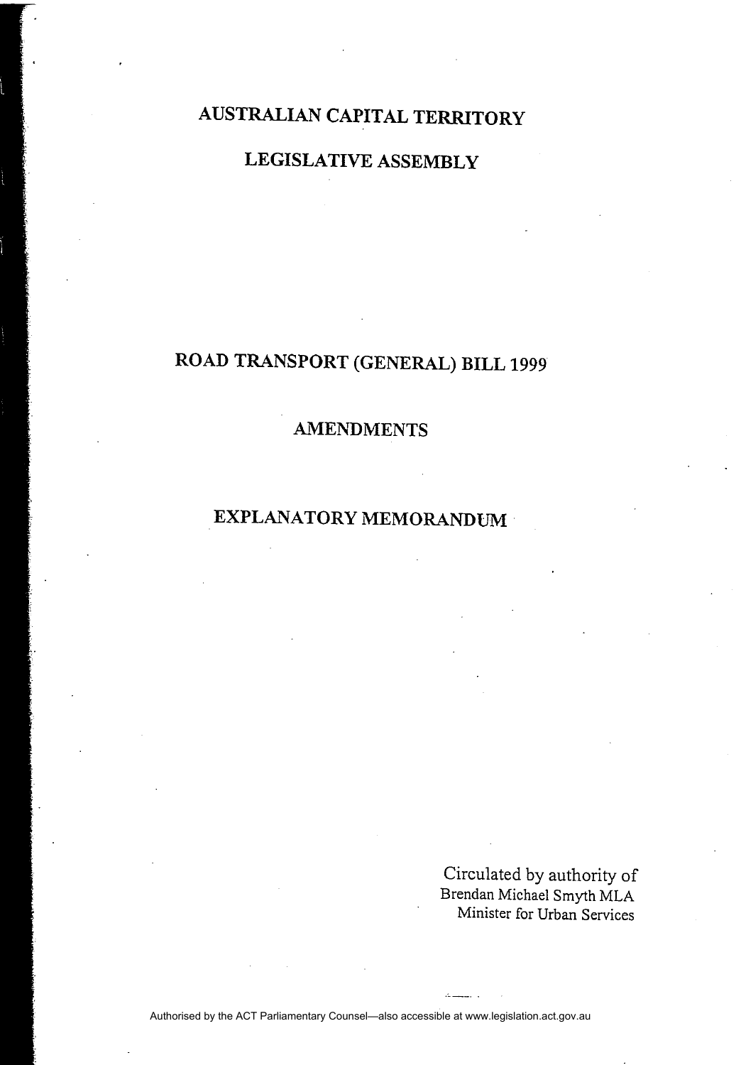# AUSTRALIAN CAPITAL TERRITORY

# LEGISLATIVE ASSEMBLY

## ROAD TRANSPORT (GENERAL) BILL 1999

## AMENDMENTS

## EXPLANATORY MEMORANDUM

Circulated by authority of
Brendan Michael Smyth MLA
Minister for Urban Services

Authorised by the ACT Parliamentary Counsel—also accessible at www.legislation.act.gov.au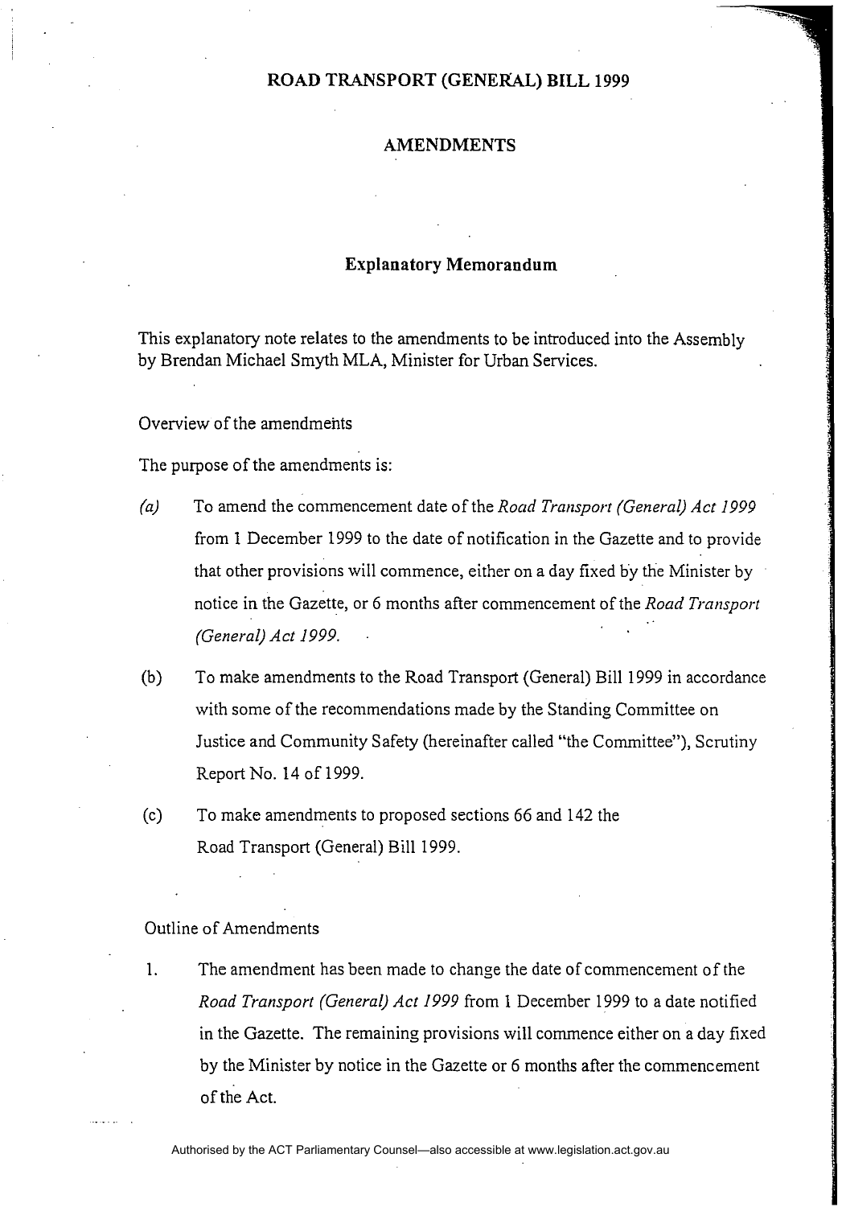# ROAD TRANSPORT (GENERAL) BILL 1999

## AMENDMENTS

### Explanatory Memorandum

This explanatory note relates to the amendments to be introduced into the Assembly by Brendan Michael Smyth MLA, Minister for Urban Services.

Overview of the amendments

The purpose of the amendments is:

*(a)* To amend the commencement date of the *Road Transport (General) Act 1999* from 1 December 1999 to the date of notification in the Gazette and to provide that other provisions will commence, either on a day fixed by the Minister by notice in the Gazette, or 6 months after commencement of the *Road Transport (General) Act 1999.*

(b) To make amendments to the Road Transport (General) Bill 1999 in accordance with some of the recommendations made by the Standing Committee on Justice and Community Safety (hereinafter called "the Committee"), Scrutiny Report No. 14 of 1999.

(c) To make amendments to proposed sections 66 and 142 the Road Transport (General) Bill 1999.

Outline of Amendments

1. The amendment has been made to change the date of commencement of the *Road Transport (General) Act 1999* from 1 December 1999 to a date notified in the Gazette. The remaining provisions will commence either on a day fixed by the Minister by notice in the Gazette or 6 months after the commencement of the Act.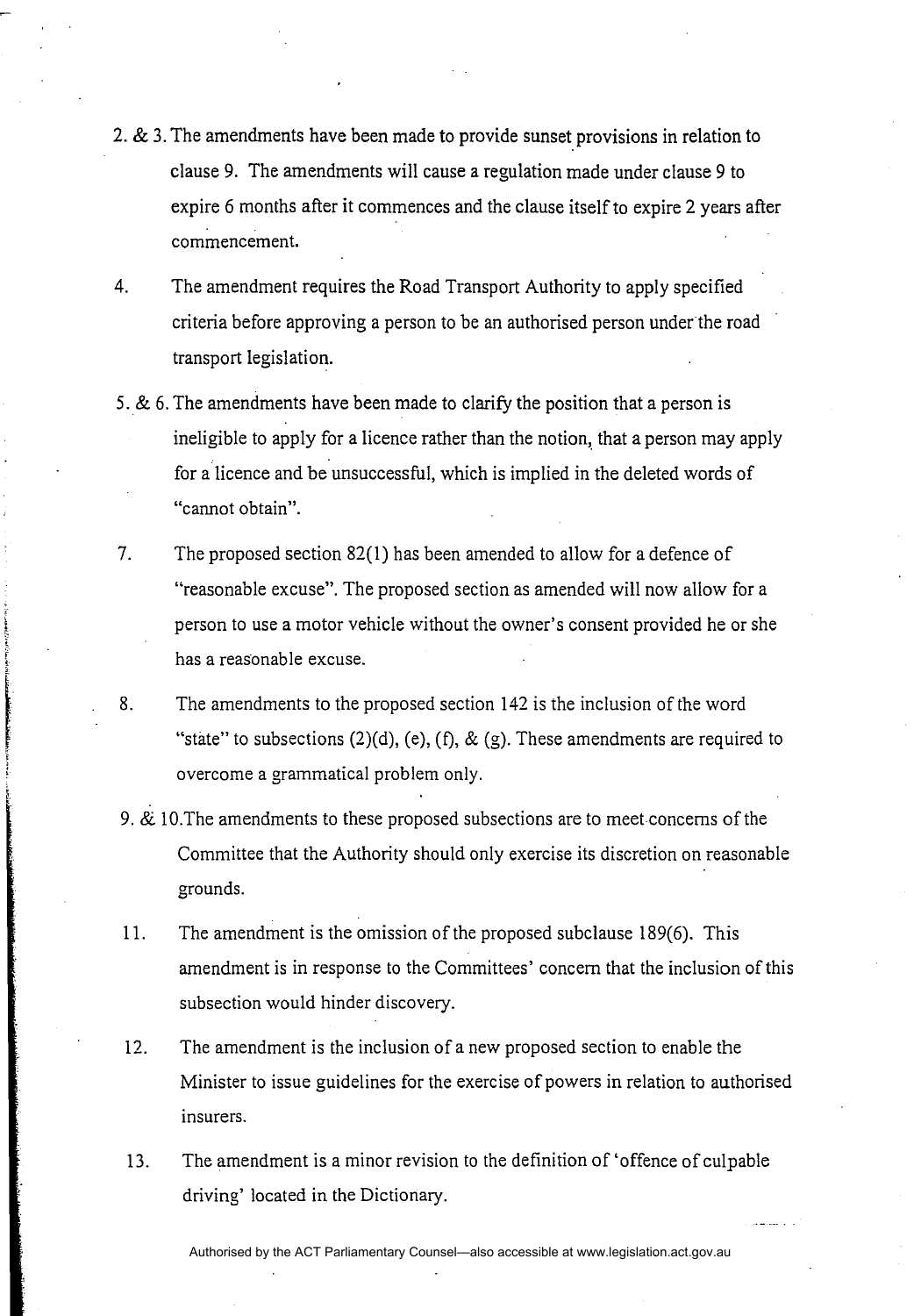2. & 3. The amendments have been made to provide sunset provisions in relation to clause 9. The amendments will cause a regulation made under clause 9 to expire 6 months after it commences and the clause itself to expire 2 years after commencement.

4. The amendment requires the Road Transport Authority to apply specified criteria before approving a person to be an authorised person under the road transport legislation.

5. & 6. The amendments have been made to clarify the position that a person is ineligible to apply for a licence rather than the notion, that a person may apply for a licence and be unsuccessful, which is implied in the deleted words of "cannot obtain".

7. The proposed section 82(1) has been amended to allow for a defence of "reasonable excuse". The proposed section as amended will now allow for a person to use a motor vehicle without the owner's consent provided he or she has a reasonable excuse.

8. The amendments to the proposed section 142 is the inclusion of the word "state" to subsections (2)(d), (e), (f), & (g). These amendments are required to overcome a grammatical problem only.

9. & 10. The amendments to these proposed subsections are to meet concerns of the Committee that the Authority should only exercise its discretion on reasonable grounds.

11. The amendment is the omission of the proposed subclause 189(6). This amendment is in response to the Committees' concern that the inclusion of this subsection would hinder discovery.

12. The amendment is the inclusion of a new proposed section to enable the Minister to issue guidelines for the exercise of powers in relation to authorised insurers.

13. The amendment is a minor revision to the definition of 'offence of culpable driving' located in the Dictionary.